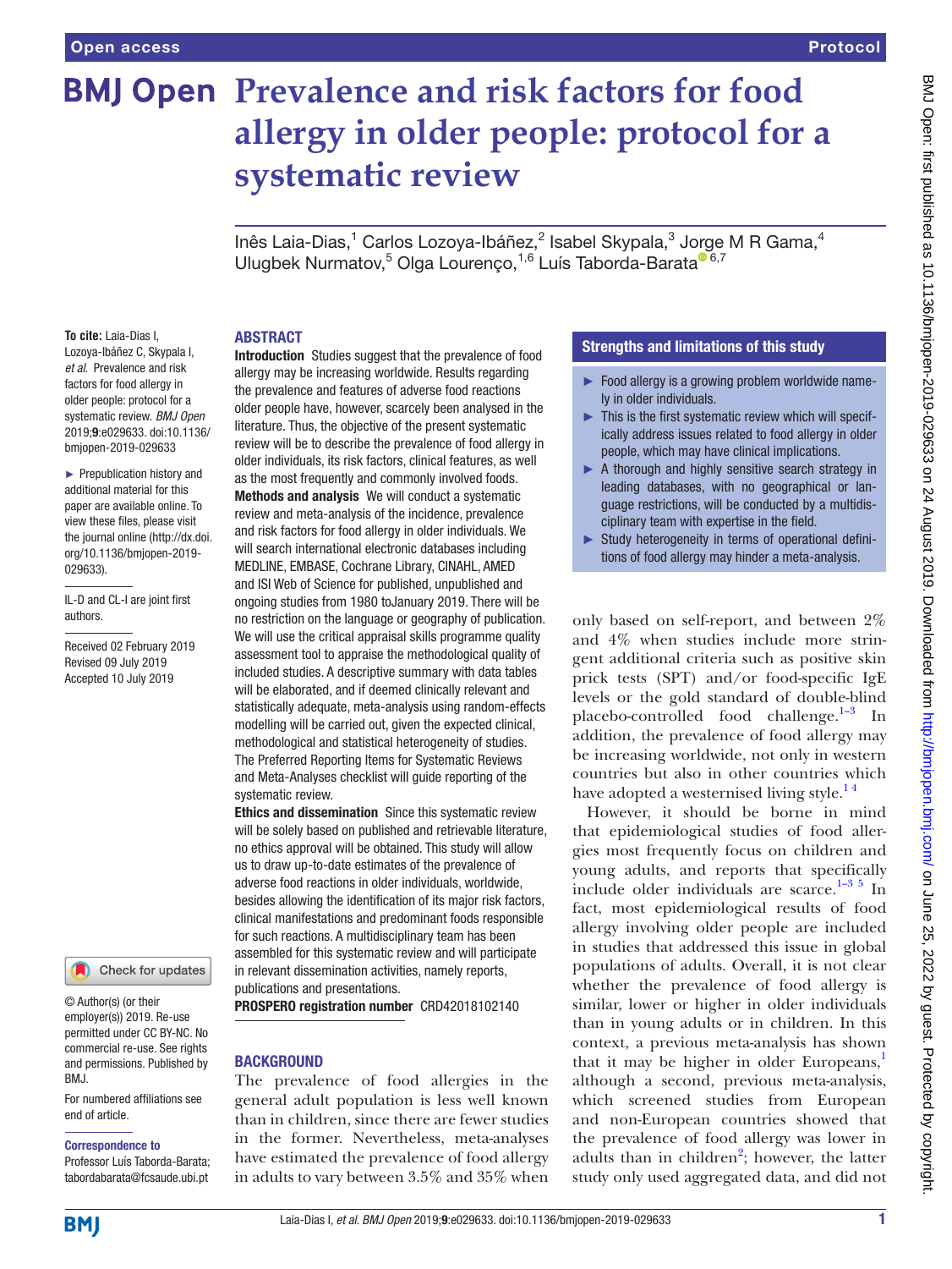# Prevalence and risk factors for food allergy in older people: protocol for a systematic review

Inês Laia-Dias,[1] Carlos Lozoya-Ibáñez,[2] Isabel Skypala,[3] Jorge M R Gama,[4] Ulugbek Nurmatov,[5] Olga Lourenço,[1,6] Luís Taborda-Barata[6,7]

**To cite:** Laia-Dias I, Lozoya-Ibáñez C, Skypala I, *et al*. Prevalence and risk factors for food allergy in older people: protocol for a systematic review. *BMJ Open* 2019;**9**:e029633. doi:10.1136/bmjopen-2019-029633

► Prepublication history and additional material for this paper are available online. To view these files, please visit the journal online (http://dx.doi.org/10.1136/bmjopen-2019-029633).

IL-D and CL-I are joint first authors.

Received 02 February 2019
Revised 09 July 2019
Accepted 10 July 2019

© Author(s) (or their employer(s)) 2019. Re-use permitted under CC BY-NC. No commercial re-use. See rights and permissions. Published by BMJ.

For numbered affiliations see end of article.

**Correspondence to**
Professor Luís Taborda-Barata; tabordabarata@fcsaude.ubi.pt

## ABSTRACT

**Introduction** Studies suggest that the prevalence of food allergy may be increasing worldwide. Results regarding the prevalence and features of adverse food reactions older people have, however, scarcely been analysed in the literature. Thus, the objective of the present systematic review will be to describe the prevalence of food allergy in older individuals, its risk factors, clinical features, as well as the most frequently and commonly involved foods.

**Methods and analysis** We will conduct a systematic review and meta-analysis of the incidence, prevalence and risk factors for food allergy in older individuals. We will search international electronic databases including MEDLINE, EMBASE, Cochrane Library, CINAHL, AMED and ISI Web of Science for published, unpublished and ongoing studies from 1980 toJanuary 2019. There will be no restriction on the language or geography of publication. We will use the critical appraisal skills programme quality assessment tool to appraise the methodological quality of included studies. A descriptive summary with data tables will be elaborated, and if deemed clinically relevant and statistically adequate, meta-analysis using random-effects modelling will be carried out, given the expected clinical, methodological and statistical heterogeneity of studies. The Preferred Reporting Items for Systematic Reviews and Meta-Analyses checklist will guide reporting of the systematic review.

**Ethics and dissemination** Since this systematic review will be solely based on published and retrievable literature, no ethics approval will be obtained. This study will allow us to draw up-to-date estimates of the prevalence of adverse food reactions in older individuals, worldwide, besides allowing the identification of its major risk factors, clinical manifestations and predominant foods responsible for such reactions. A multidisciplinary team has been assembled for this systematic review and will participate in relevant dissemination activities, namely reports, publications and presentations.

**PROSPERO registration number** CRD42018102140

### Strengths and limitations of this study

- Food allergy is a growing problem worldwide namely in older individuals.
- This is the first systematic review which will specifically address issues related to food allergy in older people, which may have clinical implications.
- A thorough and highly sensitive search strategy in leading databases, with no geographical or language restrictions, will be conducted by a multidisciplinary team with expertise in the field.
- Study heterogeneity in terms of operational definitions of food allergy may hinder a meta-analysis.

## BACKGROUND

The prevalence of food allergies in the general adult population is less well known than in children, since there are fewer studies in the former. Nevertheless, meta-analyses have estimated the prevalence of food allergy in adults to vary between 3.5% and 35% when only based on self-report, and between 2% and 4% when studies include more stringent additional criteria such as positive skin prick tests (SPT) and/or food-specific IgE levels or the gold standard of double-blind placebo-controlled food challenge.[1–3] In addition, the prevalence of food allergy may be increasing worldwide, not only in western countries but also in other countries which have adopted a westernised living style.[1 4]

However, it should be borne in mind that epidemiological studies of food allergies most frequently focus on children and young adults, and reports that specifically include older individuals are scarce.[1–3 5] In fact, most epidemiological results of food allergy involving older people are included in studies that addressed this issue in global populations of adults. Overall, it is not clear whether the prevalence of food allergy is similar, lower or higher in older individuals than in young adults or in children. In this context, a previous meta-analysis has shown that it may be higher in older Europeans,[1] although a second, previous meta-analysis, which screened studies from European and non-European countries showed that the prevalence of food allergy was lower in adults than in children[2]; however, the latter study only used aggregated data, and did not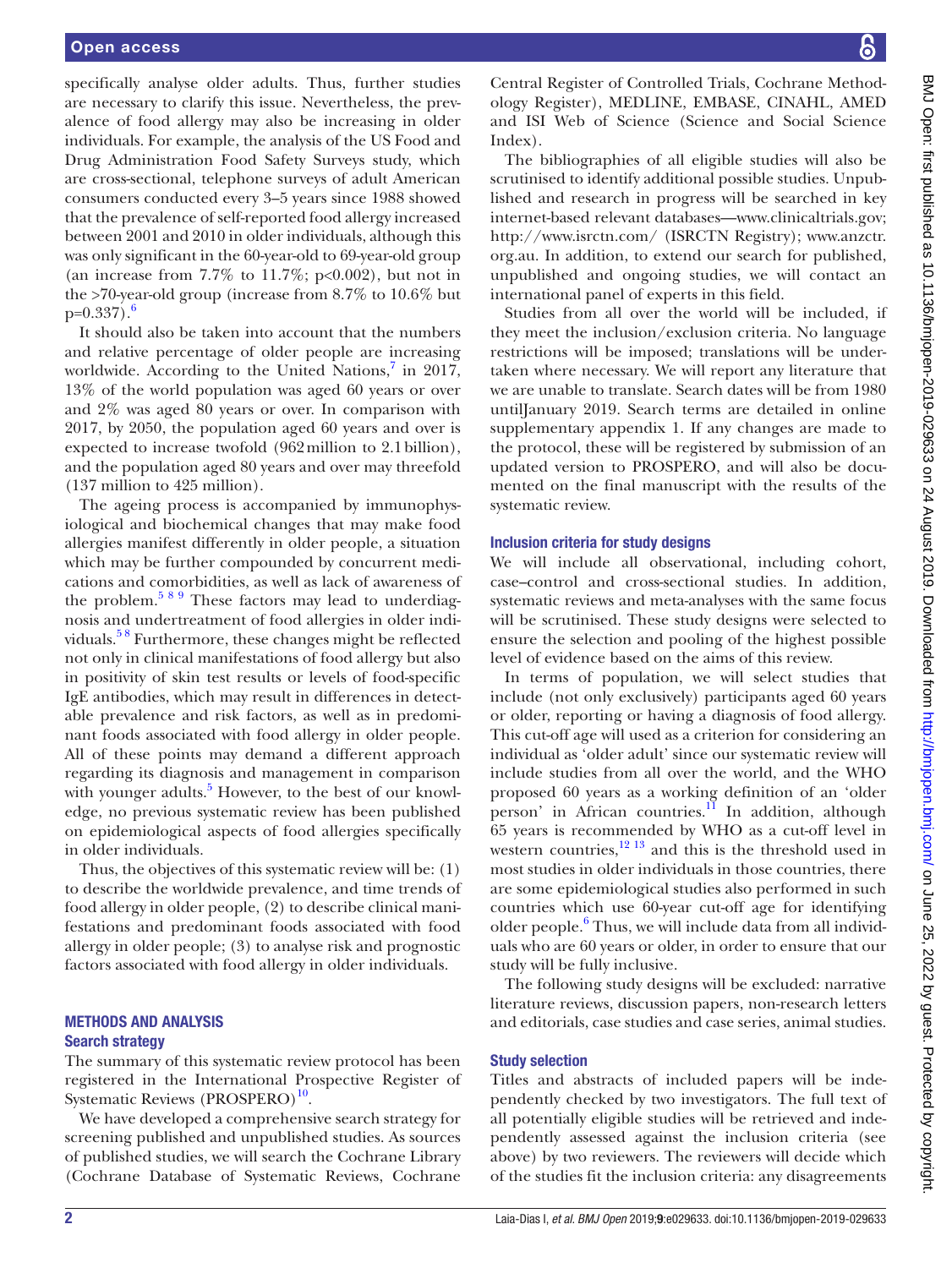specifically analyse older adults. Thus, further studies are necessary to clarify this issue. Nevertheless, the prevalence of food allergy may also be increasing in older individuals. For example, the analysis of the US Food and Drug Administration Food Safety Surveys study, which are cross-sectional, telephone surveys of adult American consumers conducted every 3–5 years since 1988 showed that the prevalence of self-reported food allergy increased between 2001 and 2010 in older individuals, although this was only significant in the 60-year-old to 69-year-old group (an increase from 7.7% to 11.7%; p<0.002), but not in the >70-year-old group (increase from 8.7% to 10.6% but p=0.337).[6]

It should also be taken into account that the numbers and relative percentage of older people are increasing worldwide. According to the United Nations,[7] in 2017, 13% of the world population was aged 60 years or over and 2% was aged 80 years or over. In comparison with 2017, by 2050, the population aged 60 years and over is expected to increase twofold (962 million to 2.1 billion), and the population aged 80 years and over may threefold (137 million to 425 million).

The ageing process is accompanied by immunophysiological and biochemical changes that may make food allergies manifest differently in older people, a situation which may be further compounded by concurrent medications and comorbidities, as well as lack of awareness of the problem.[5 8 9] These factors may lead to underdiagnosis and undertreatment of food allergies in older individuals.[5 8] Furthermore, these changes might be reflected not only in clinical manifestations of food allergy but also in positivity of skin test results or levels of food-specific IgE antibodies, which may result in differences in detectable prevalence and risk factors, as well as in predominant foods associated with food allergy in older people. All of these points may demand a different approach regarding its diagnosis and management in comparison with younger adults.[5] However, to the best of our knowledge, no previous systematic review has been published on epidemiological aspects of food allergies specifically in older individuals.

Thus, the objectives of this systematic review will be: (1) to describe the worldwide prevalence, and time trends of food allergy in older people, (2) to describe clinical manifestations and predominant foods associated with food allergy in older people; (3) to analyse risk and prognostic factors associated with food allergy in older individuals.

## METHODS AND ANALYSIS

### Search strategy

The summary of this systematic review protocol has been registered in the International Prospective Register of Systematic Reviews (PROSPERO)[10].

We have developed a comprehensive search strategy for screening published and unpublished studies. As sources of published studies, we will search the Cochrane Library (Cochrane Database of Systematic Reviews, Cochrane Central Register of Controlled Trials, Cochrane Methodology Register), MEDLINE, EMBASE, CINAHL, AMED and ISI Web of Science (Science and Social Science Index).

The bibliographies of all eligible studies will also be scrutinised to identify additional possible studies. Unpublished and research in progress will be searched in key internet-based relevant databases—www.clinicaltrials.gov; http://www.isrctn.com/ (ISRCTN Registry); www.anzctr.org.au. In addition, to extend our search for published, unpublished and ongoing studies, we will contact an international panel of experts in this field.

Studies from all over the world will be included, if they meet the inclusion/exclusion criteria. No language restrictions will be imposed; translations will be undertaken where necessary. We will report any literature that we are unable to translate. Search dates will be from 1980 untilJanuary 2019. Search terms are detailed in online supplementary appendix 1. If any changes are made to the protocol, these will be registered by submission of an updated version to PROSPERO, and will also be documented on the final manuscript with the results of the systematic review.

### Inclusion criteria for study designs

We will include all observational, including cohort, case–control and cross-sectional studies. In addition, systematic reviews and meta-analyses with the same focus will be scrutinised. These study designs were selected to ensure the selection and pooling of the highest possible level of evidence based on the aims of this review.

In terms of population, we will select studies that include (not only exclusively) participants aged 60 years or older, reporting or having a diagnosis of food allergy. This cut-off age will used as a criterion for considering an individual as 'older adult' since our systematic review will include studies from all over the world, and the WHO proposed 60 years as a working definition of an 'older person' in African countries.[11] In addition, although 65 years is recommended by WHO as a cut-off level in western countries,[12 13] and this is the threshold used in most studies in older individuals in those countries, there are some epidemiological studies also performed in such countries which use 60-year cut-off age for identifying older people.[6] Thus, we will include data from all individuals who are 60 years or older, in order to ensure that our study will be fully inclusive.

The following study designs will be excluded: narrative literature reviews, discussion papers, non-research letters and editorials, case studies and case series, animal studies.

### Study selection

Titles and abstracts of included papers will be independently checked by two investigators. The full text of all potentially eligible studies will be retrieved and independently assessed against the inclusion criteria (see above) by two reviewers. The reviewers will decide which of the studies fit the inclusion criteria: any disagreements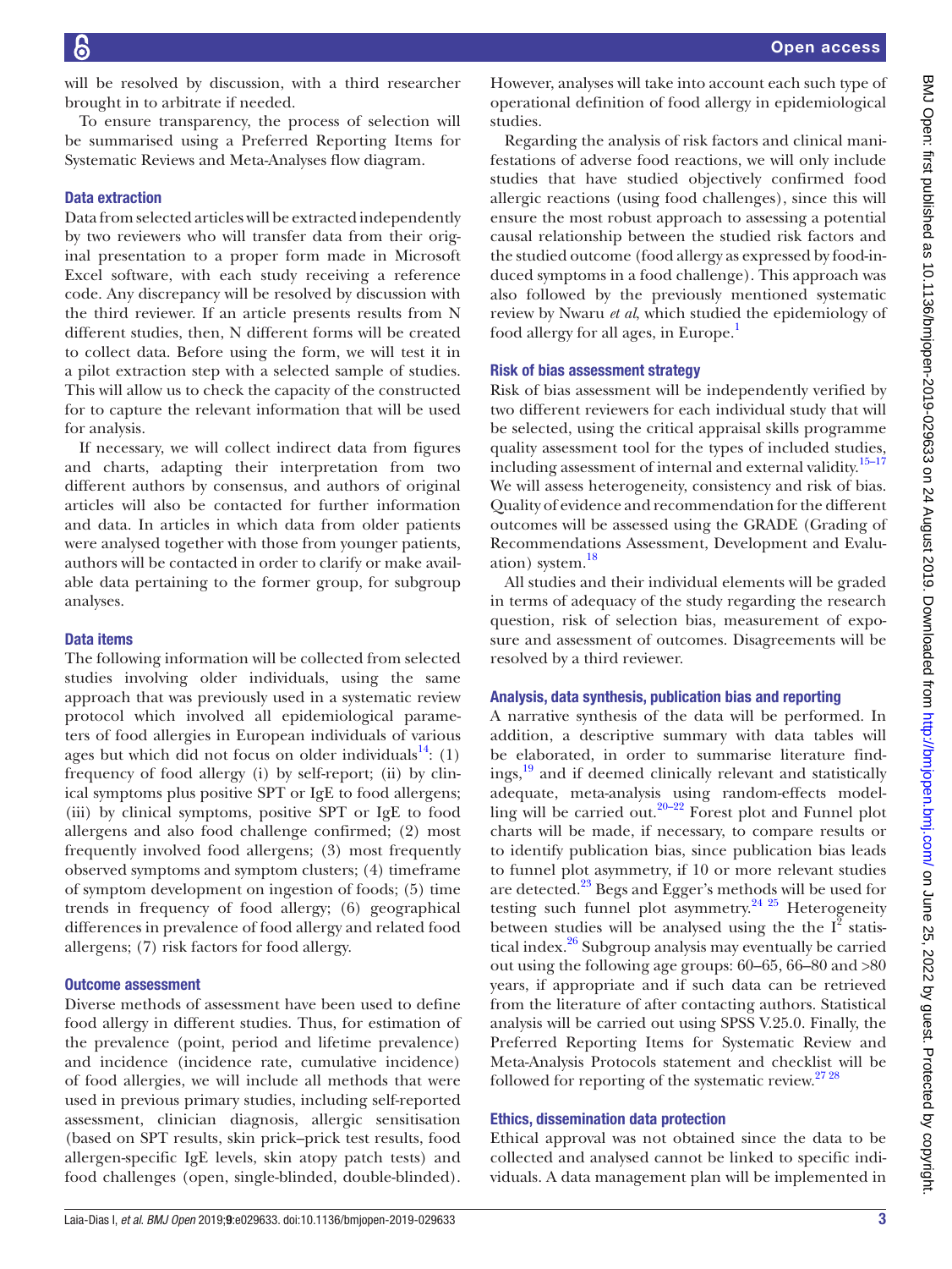will be resolved by discussion, with a third researcher brought in to arbitrate if needed.

To ensure transparency, the process of selection will be summarised using a Preferred Reporting Items for Systematic Reviews and Meta-Analyses flow diagram.

### Data extraction

Data from selected articles will be extracted independently by two reviewers who will transfer data from their original presentation to a proper form made in Microsoft Excel software, with each study receiving a reference code. Any discrepancy will be resolved by discussion with the third reviewer. If an article presents results from N different studies, then, N different forms will be created to collect data. Before using the form, we will test it in a pilot extraction step with a selected sample of studies. This will allow us to check the capacity of the constructed for to capture the relevant information that will be used for analysis.

If necessary, we will collect indirect data from figures and charts, adapting their interpretation from two different authors by consensus, and authors of original articles will also be contacted for further information and data. In articles in which data from older patients were analysed together with those from younger patients, authors will be contacted in order to clarify or make available data pertaining to the former group, for subgroup analyses.

### Data items

The following information will be collected from selected studies involving older individuals, using the same approach that was previously used in a systematic review protocol which involved all epidemiological parameters of food allergies in European individuals of various ages but which did not focus on older individuals[14]: (1) frequency of food allergy (i) by self-report; (ii) by clinical symptoms plus positive SPT or IgE to food allergens; (iii) by clinical symptoms, positive SPT or IgE to food allergens and also food challenge confirmed; (2) most frequently involved food allergens; (3) most frequently observed symptoms and symptom clusters; (4) timeframe of symptom development on ingestion of foods; (5) time trends in frequency of food allergy; (6) geographical differences in prevalence of food allergy and related food allergens; (7) risk factors for food allergy.

### Outcome assessment

Diverse methods of assessment have been used to define food allergy in different studies. Thus, for estimation of the prevalence (point, period and lifetime prevalence) and incidence (incidence rate, cumulative incidence) of food allergies, we will include all methods that were used in previous primary studies, including self-reported assessment, clinician diagnosis, allergic sensitisation (based on SPT results, skin prick–prick test results, food allergen-specific IgE levels, skin atopy patch tests) and food challenges (open, single-blinded, double-blinded). However, analyses will take into account each such type of operational definition of food allergy in epidemiological studies.

Regarding the analysis of risk factors and clinical manifestations of adverse food reactions, we will only include studies that have studied objectively confirmed food allergic reactions (using food challenges), since this will ensure the most robust approach to assessing a potential causal relationship between the studied risk factors and the studied outcome (food allergy as expressed by food-induced symptoms in a food challenge). This approach was also followed by the previously mentioned systematic review by Nwaru *et al*, which studied the epidemiology of food allergy for all ages, in Europe.[1]

### Risk of bias assessment strategy

Risk of bias assessment will be independently verified by two different reviewers for each individual study that will be selected, using the critical appraisal skills programme quality assessment tool for the types of included studies, including assessment of internal and external validity.[15–17] We will assess heterogeneity, consistency and risk of bias. Quality of evidence and recommendation for the different outcomes will be assessed using the GRADE (Grading of Recommendations Assessment, Development and Evaluation) system.[18]

All studies and their individual elements will be graded in terms of adequacy of the study regarding the research question, risk of selection bias, measurement of exposure and assessment of outcomes. Disagreements will be resolved by a third reviewer.

### Analysis, data synthesis, publication bias and reporting

A narrative synthesis of the data will be performed. In addition, a descriptive summary with data tables will be elaborated, in order to summarise literature findings,[19] and if deemed clinically relevant and statistically adequate, meta-analysis using random-effects modelling will be carried out.[20–22] Forest plot and Funnel plot charts will be made, if necessary, to compare results or to identify publication bias, since publication bias leads to funnel plot asymmetry, if 10 or more relevant studies are detected.[23] Begs and Egger's methods will be used for testing such funnel plot asymmetry.[24 25] Heterogeneity between studies will be analysed using the the $I^2$ statistical index.[26] Subgroup analysis may eventually be carried out using the following age groups: 60–65, 66–80 and >80 years, if appropriate and if such data can be retrieved from the literature of after contacting authors. Statistical analysis will be carried out using SPSS V.25.0. Finally, the Preferred Reporting Items for Systematic Review and Meta-Analysis Protocols statement and checklist will be followed for reporting of the systematic review.[27 28]

### Ethics, dissemination data protection

Ethical approval was not obtained since the data to be collected and analysed cannot be linked to specific individuals. A data management plan will be implemented in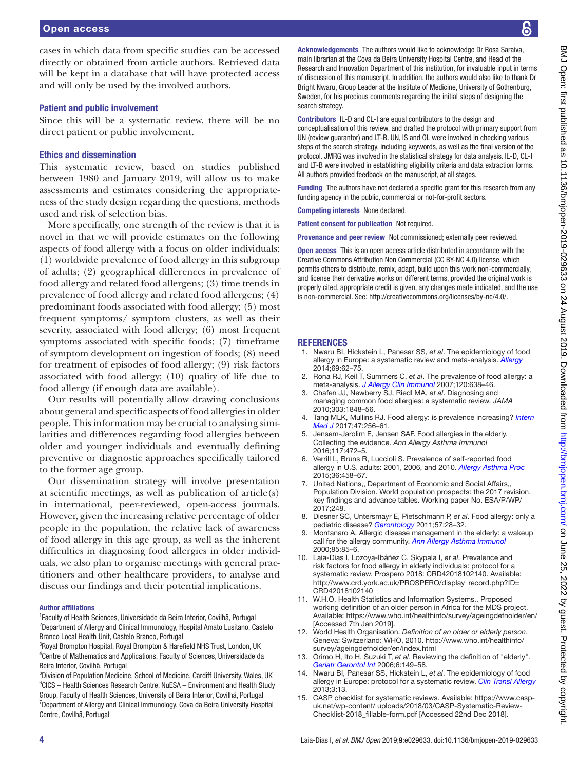cases in which data from specific studies can be accessed directly or obtained from article authors. Retrieved data will be kept in a database that will have protected access and will only be used by the involved authors.

### Patient and public involvement

Since this will be a systematic review, there will be no direct patient or public involvement.

### Ethics and dissemination

This systematic review, based on studies published between 1980 and January 2019, will allow us to make assessments and estimates considering the appropriateness of the study design regarding the questions, methods used and risk of selection bias.

More specifically, one strength of the review is that it is novel in that we will provide estimates on the following aspects of food allergy with a focus on older individuals: (1) worldwide prevalence of food allergy in this subgroup of adults; (2) geographical differences in prevalence of food allergy and related food allergens; (3) time trends in prevalence of food allergy and related food allergens; (4) predominant foods associated with food allergy; (5) most frequent symptoms/ symptom clusters, as well as their severity, associated with food allergy; (6) most frequent symptoms associated with specific foods; (7) timeframe of symptom development on ingestion of foods; (8) need for treatment of episodes of food allergy; (9) risk factors associated with food allergy; (10) quality of life due to food allergy (if enough data are available).

Our results will potentially allow drawing conclusions about general and specific aspects of food allergies in older people. This information may be crucial to analysing similarities and differences regarding food allergies between older and younger individuals and eventually defining preventive or diagnostic approaches specifically tailored to the former age group.

Our dissemination strategy will involve presentation at scientific meetings, as well as publication of article(s) in international, peer-reviewed, open-access journals. However, given the increasing relative percentage of older people in the population, the relative lack of awareness of food allergy in this age group, as well as the inherent difficulties in diagnosing food allergies in older individuals, we also plan to organise meetings with general practitioners and other healthcare providers, to analyse and discuss our findings and their potential implications.

#### Author affiliations

[1]Faculty of Health Sciences, Universidade da Beira Interior, Covilhã, Portugal
[2]Department of Allergy and Clinical Immunology, Hospital Amato Lusitano, Castelo Branco Local Health Unit, Castelo Branco, Portugal
[3]Royal Brompton Hospital, Royal Brompton & Harefield NHS Trust, London, UK
[4]Centre of Mathematics and Applications, Faculty of Sciences, Universidade da Beira Interior, Covilhã, Portugal
[5]Division of Population Medicine, School of Medicine, Cardiff University, Wales, UK
[6]CICS – Health Sciences Research Centre, NuESA – Environment and Health Study Group, Faculty of Health Sciences, University of Beira Interior, Covilhã, Portugal
[7]Department of Allergy and Clinical Immunology, Cova da Beira University Hospital Centre, Covilhã, Portugal

**Acknowledgements** The authors would like to acknowledge Dr Rosa Saraiva, main librarian at the Cova da Beira University Hospital Centre, and Head of the Research and Innovation Department of this institution, for invaluable input in terms of discussion of this manuscript. In addition, the authors would also like to thank Dr Bright Nwaru, Group Leader at the Institute of Medicine, University of Gothenburg, Sweden, for his precious comments regarding the initial steps of designing the search strategy.

**Contributors** IL-D and CL-I are equal contributors to the design and conceptualisation of this review, and drafted the protocol with primary support from UN (review guarantor) and LT-B. UN, IS and OL were involved in checking various steps of the search strategy, including keywords, as well as the final version of the protocol. JMRG was involved in the statistical strategy for data analysis. IL-D, CL-I and LT-B were involved in establishing eligibility criteria and data extraction forms. All authors provided feedback on the manuscript, at all stages.

**Funding** The authors have not declared a specific grant for this research from any funding agency in the public, commercial or not-for-profit sectors.

**Competing interests** None declared.

**Patient consent for publication** Not required.

**Provenance and peer review** Not commissioned; externally peer reviewed.

**Open access** This is an open access article distributed in accordance with the Creative Commons Attribution Non Commercial (CC BY-NC 4.0) license, which permits others to distribute, remix, adapt, build upon this work non-commercially, and license their derivative works on different terms, provided the original work is properly cited, appropriate credit is given, any changes made indicated, and the use is non-commercial. See: http://creativecommons.org/licenses/by-nc/4.0/.

## REFERENCES

1. Nwaru BI, Hickstein L, Panesar SS, *et al*. The epidemiology of food allergy in Europe: a systematic review and meta-analysis. *Allergy* 2014;69:62–75.
2. Rona RJ, Keil T, Summers C, *et al*. The prevalence of food allergy: a meta-analysis. *J Allergy Clin Immunol* 2007;120:638–46.
3. Chafen JJ, Newberry SJ, Riedl MA, *et al*. Diagnosing and managing common food allergies: a systematic review. *JAMA* 2010;303:1848–56.
4. Tang MLK, Mullins RJ. Food allergy: is prevalence increasing? *Intern Med J* 2017;47:256–61.
5. Jensem-Jarolim E, Jensen SAF. Food allergies in the elderly. Collecting the evidence. *Ann Allergy Asthma Immunol* 2016;117:472–5.
6. Verrill L, Bruns R, Luccioli S. Prevalence of self-reported food allergy in U.S. adults: 2001, 2006, and 2010. *Allergy Asthma Proc* 2015;36:458–67.
7. United Nations,, Department of Economic and Social Affairs,, Population Division. World population prospects: the 2017 revision, key findings and advance tables. Working paper No. ESA/P/WP/ 2017;248.
8. Diesner SC, Untersmayr E, Pietschmann P, *et al*. Food allergy: only a pediatric disease? *Gerontology* 2011;57:28–32.
9. Montanaro A. Allergic disease management in the elderly: a wakeup call for the allergy community. *Ann Allergy Asthma Immunol* 2000;85:85–6.
10. Laia-Dias I, Lozoya-Ibáñez C, Skypala I, *et al*. Prevalence and risk factors for food allergy in elderly individuals: protocol for a systematic review. Prospero 2018: CRD42018102140. Available: http://www.crd.york.ac.uk/PROSPERO/display_record.php?ID=CRD42018102140
11. W.H.O. Health Statistics and Information Systems.. Proposed working definition of an older person in Africa for the MDS project. Available: https://www.who.int/healthinfo/survey/ageingdefnolder/en/ [Accessed 7th Jan 2019].
12. World Health Organisation. *Definition of an older or elderly person*. Geneva: Switzerland: WHO, 2010. http://www.who.int/healthinfo/survey/ageingdefnolder/en/index.html
13. Orimo H, Ito H, Suzuki T, *et al*. Reviewing the definition of "elderly". *Geriatr Gerontol Int* 2006;6:149–58.
14. Nwaru BI, Panesar SS, Hickstein L, *et al*. The epidemiology of food allergy in Europe: protocol for a systematic review. *Clin Transl Allergy* 2013;3:13.
15. CASP checklist for systematic reviews. Available: https://www.casp-uk.net/wp-content/ uploads/2018/03/CASP-Systematic-Review-Checklist-2018_fillable-form.pdf [Accessed 22nd Dec 2018].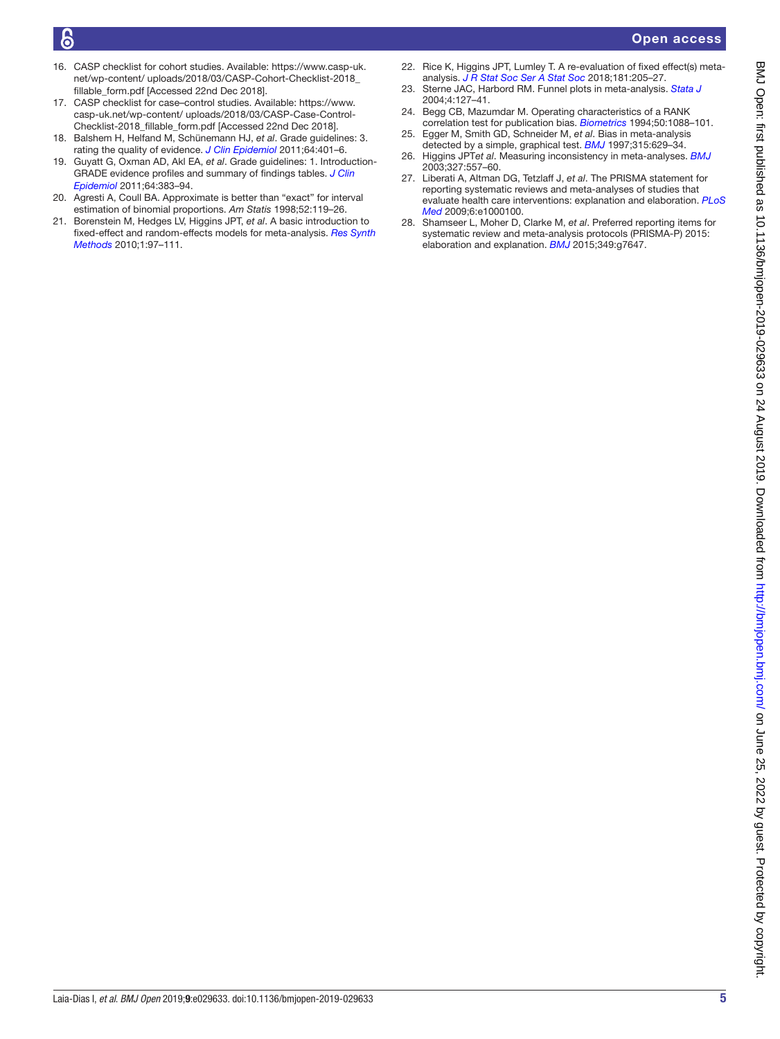16. CASP checklist for cohort studies. Available: https://www.casp-uk.net/wp-content/ uploads/2018/03/CASP-Cohort-Checklist-2018_fillable_form.pdf [Accessed 22nd Dec 2018].
17. CASP checklist for case–control studies. Available: https://www.casp-uk.net/wp-content/ uploads/2018/03/CASP-Case-Control-Checklist-2018_fillable_form.pdf [Accessed 22nd Dec 2018].
18. Balshem H, Helfand M, Schünemann HJ, *et al*. Grade guidelines: 3. rating the quality of evidence. *J Clin Epidemiol* 2011;64:401–6.
19. Guyatt G, Oxman AD, Akl EA, *et al*. Grade guidelines: 1. Introduction-GRADE evidence profiles and summary of findings tables. *J Clin Epidemiol* 2011;64:383–94.
20. Agresti A, Coull BA. Approximate is better than "exact" for interval estimation of binomial proportions. *Am Statis* 1998;52:119–26.
21. Borenstein M, Hedges LV, Higgins JPT, *et al*. A basic introduction to fixed-effect and random-effects models for meta-analysis. *Res Synth Methods* 2010;1:97–111.
22. Rice K, Higgins JPT, Lumley T. A re-evaluation of fixed effect(s) meta-analysis. *J R Stat Soc Ser A Stat Soc* 2018;181:205–27.
23. Sterne JAC, Harbord RM. Funnel plots in meta-analysis. *Stata J* 2004;4:127–41.
24. Begg CB, Mazumdar M. Operating characteristics of a RANK correlation test for publication bias. *Biometrics* 1994;50:1088–101.
25. Egger M, Smith GD, Schneider M, *et al*. Bias in meta-analysis detected by a simple, graphical test. *BMJ* 1997;315:629–34.
26. Higgins JPT*et al*. Measuring inconsistency in meta-analyses. *BMJ* 2003;327:557–60.
27. Liberati A, Altman DG, Tetzlaff J, *et al*. The PRISMA statement for reporting systematic reviews and meta-analyses of studies that evaluate health care interventions: explanation and elaboration. *PLoS Med* 2009;6:e1000100.
28. Shamseer L, Moher D, Clarke M, *et al*. Preferred reporting items for systematic review and meta-analysis protocols (PRISMA-P) 2015: elaboration and explanation. *BMJ* 2015;349:g7647.